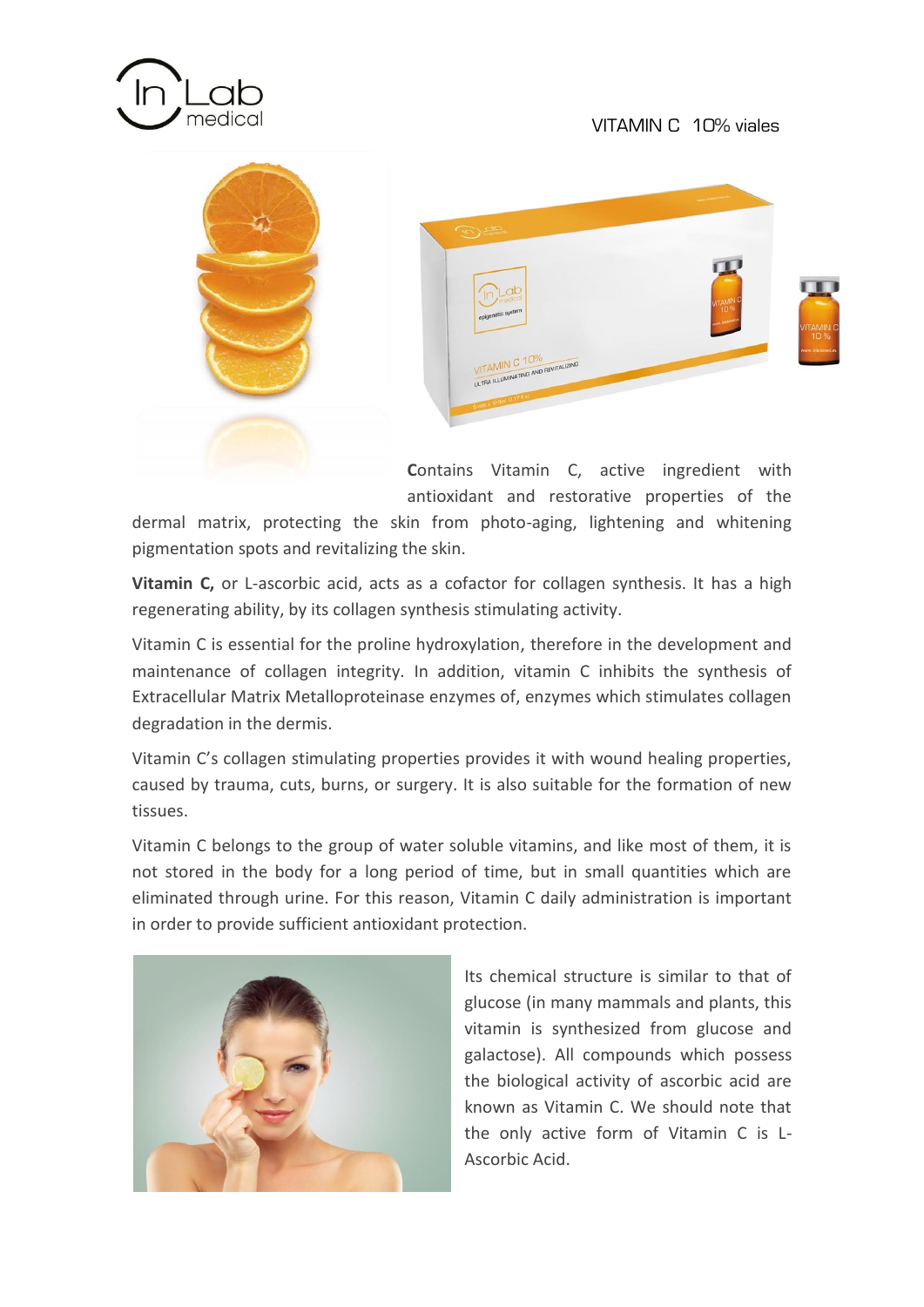In Lab medical

VITAMIN C 10% viales

**C**ontains Vitamin C, active ingredient with antioxidant and restorative properties of the dermal matrix, protecting the skin from photo-aging, lightening and whitening pigmentation spots and revitalizing the skin.

**Vitamin C,** or L-ascorbic acid, acts as a cofactor for collagen synthesis. It has a high regenerating ability, by its collagen synthesis stimulating activity.

Vitamin C is essential for the proline hydroxylation, therefore in the development and maintenance of collagen integrity. In addition, vitamin C inhibits the synthesis of Extracellular Matrix Metalloproteinase enzymes of, enzymes which stimulates collagen degradation in the dermis.

Vitamin C's collagen stimulating properties provides it with wound healing properties, caused by trauma, cuts, burns, or surgery. It is also suitable for the formation of new tissues.

Vitamin C belongs to the group of water soluble vitamins, and like most of them, it is not stored in the body for a long period of time, but in small quantities which are eliminated through urine. For this reason, Vitamin C daily administration is important in order to provide sufficient antioxidant protection.

Its chemical structure is similar to that of glucose (in many mammals and plants, this vitamin is synthesized from glucose and galactose). All compounds which possess the biological activity of ascorbic acid are known as Vitamin C. We should note that the only active form of Vitamin C is L-Ascorbic Acid.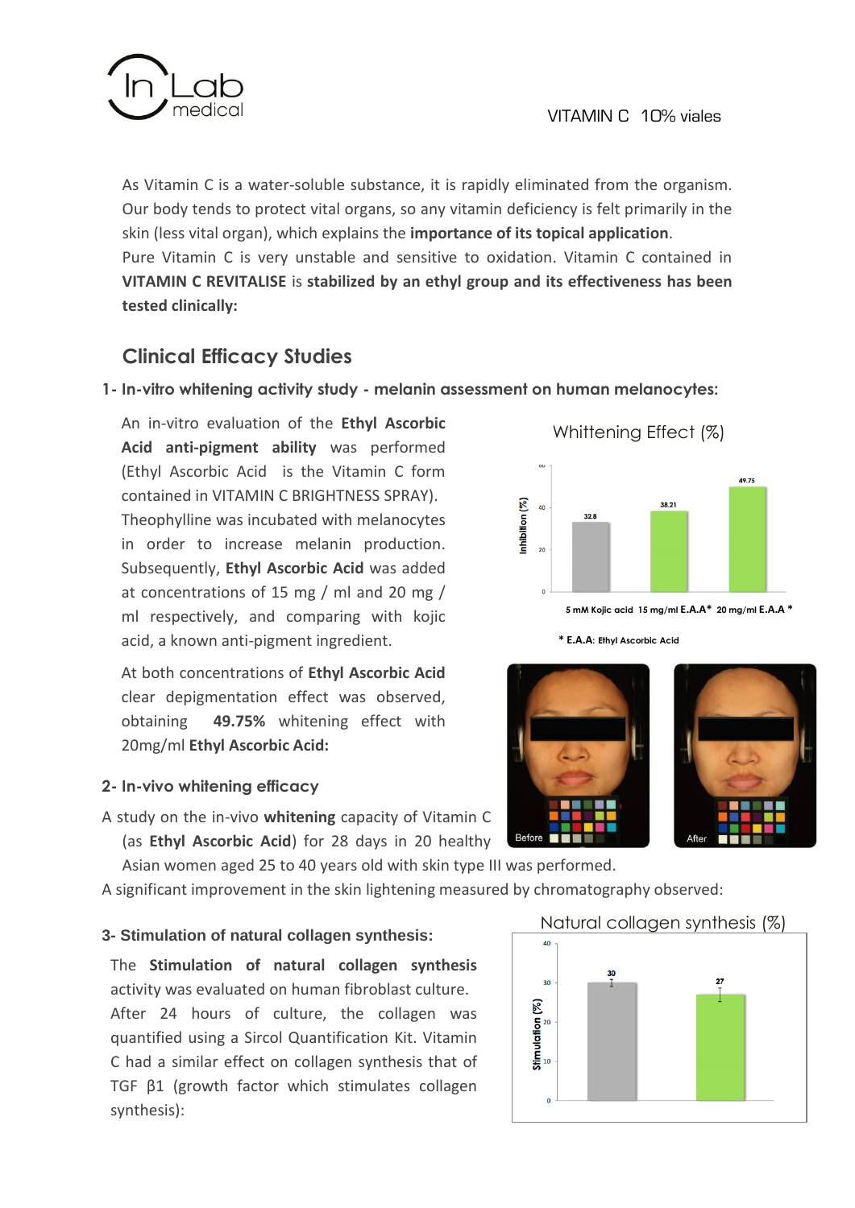As Vitamin C is a water-soluble substance, it is rapidly eliminated from the organism. Our body tends to protect vital organs, so any vitamin deficiency is felt primarily in the skin (less vital organ), which explains the **importance of its topical application**.
Pure Vitamin C is very unstable and sensitive to oxidation. Vitamin C contained in **VITAMIN C REVITALISE** is **stabilized by an ethyl group and its effectiveness has been tested clinically:**

## Clinical Efficacy Studies

### 1- In-vitro whitening activity study - melanin assessment on human melanocytes:

An in-vitro evaluation of the **Ethyl Ascorbic Acid anti-pigment ability** was performed (Ethyl Ascorbic Acid is the Vitamin C form contained in VITAMIN C BRIGHTNESS SPRAY). Theophylline was incubated with melanocytes in order to increase melanin production. Subsequently, **Ethyl Ascorbic Acid** was added at concentrations of 15 mg / ml and 20 mg / ml respectively, and comparing with kojic acid, a known anti-pigment ingredient.

At both concentrations of **Ethyl Ascorbic Acid** clear depigmentation effect was observed, obtaining **49.75%** whitening effect with 20mg/ml **Ethyl Ascorbic Acid:**

Whittening Effect (%)

| | 5 mM Kojic acid | 15 mg/ml E.A.A* | 20 mg/ml E.A.A * |
|---|---|---|---|
| Inhibition (%) | 32.8 | 38.21 | 49.75 |

\* **E.A.A**: Ethyl Ascorbic Acid

### 2- In-vivo whitening efficacy

A study on the in-vivo **whitening** capacity of Vitamin C (as **Ethyl Ascorbic Acid**) for 28 days in 20 healthy Asian women aged 25 to 40 years old with skin type III was performed.
A significant improvement in the skin lightening measured by chromatography observed:

Before — After

### 3- Stimulation of natural collagen synthesis:

The **Stimulation of natural collagen synthesis** activity was evaluated on human fibroblast culture. After 24 hours of culture, the collagen was quantified using a Sircol Quantification Kit. Vitamin C had a similar effect on collagen synthesis that of TGF β1 (growth factor which stimulates collagen synthesis):

Natural collagen synthesis (%)

| | Grey bar | Green bar |
|---|---|---|
| Stimulation (%) | 30 | 27 |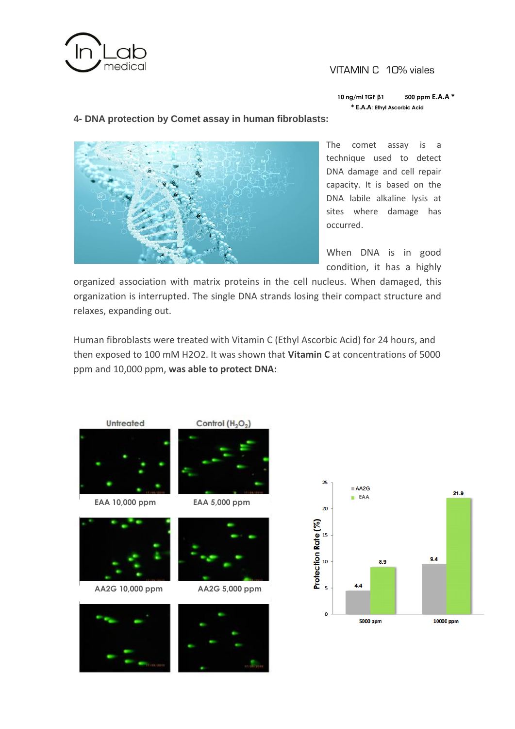VITAMIN C 10% viales

10 ng/ml TGF β1 500 ppm E.A.A *

* E.A.A: Ethyl Ascorbic Acid

## 4- DNA protection by Comet assay in human fibroblasts:

The comet assay is a technique used to detect DNA damage and cell repair capacity. It is based on the DNA labile alkaline lysis at sites where damage has occurred.

When DNA is in good condition, it has a highly organized association with matrix proteins in the cell nucleus. When damaged, this organization is interrupted. The single DNA strands losing their compact structure and relaxes, expanding out.

Human fibroblasts were treated with Vitamin C (Ethyl Ascorbic Acid) for 24 hours, and then exposed to 100 mM H2O2. It was shown that **Vitamin C** at concentrations of 5000 ppm and 10,000 ppm, **was able to protect DNA:**

Untreated | Control ($H_2O_2$)

EAA 10,000 ppm | EAA 5,000 ppm

AA2G 10,000 ppm | AA2G 5,000 ppm

| Protection Rate (%) | AA2G | EAA |
|---|---|---|
| 5000 ppm | 4.4 | 8.9 |
| 10000 ppm | 9.4 | 21.9 |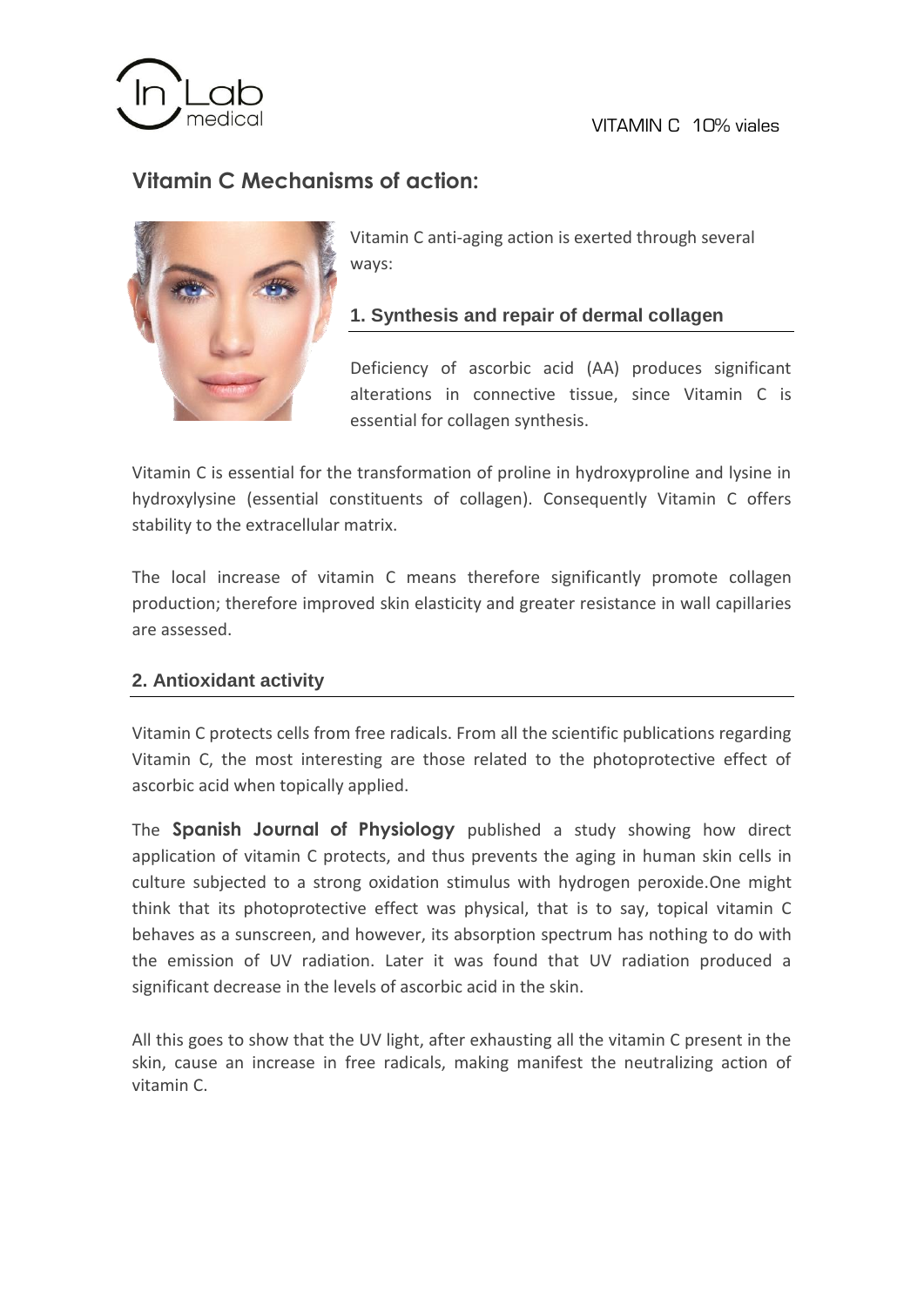# Vitamin C Mechanisms of action:

Vitamin C anti-aging action is exerted through several ways:

## 1. Synthesis and repair of dermal collagen

Deficiency of ascorbic acid (AA) produces significant alterations in connective tissue, since Vitamin C is essential for collagen synthesis.

Vitamin C is essential for the transformation of proline in hydroxyproline and lysine in hydroxylysine (essential constituents of collagen). Consequently Vitamin C offers stability to the extracellular matrix.

The local increase of vitamin C means therefore significantly promote collagen production; therefore improved skin elasticity and greater resistance in wall capillaries are assessed.

## 2. Antioxidant activity

Vitamin C protects cells from free radicals. From all the scientific publications regarding Vitamin C, the most interesting are those related to the photoprotective effect of ascorbic acid when topically applied.

The **Spanish Journal of Physiology** published a study showing how direct application of vitamin C protects, and thus prevents the aging in human skin cells in culture subjected to a strong oxidation stimulus with hydrogen peroxide.One might think that its photoprotective effect was physical, that is to say, topical vitamin C behaves as a sunscreen, and however, its absorption spectrum has nothing to do with the emission of UV radiation. Later it was found that UV radiation produced a significant decrease in the levels of ascorbic acid in the skin.

All this goes to show that the UV light, after exhausting all the vitamin C present in the skin, cause an increase in free radicals, making manifest the neutralizing action of vitamin C.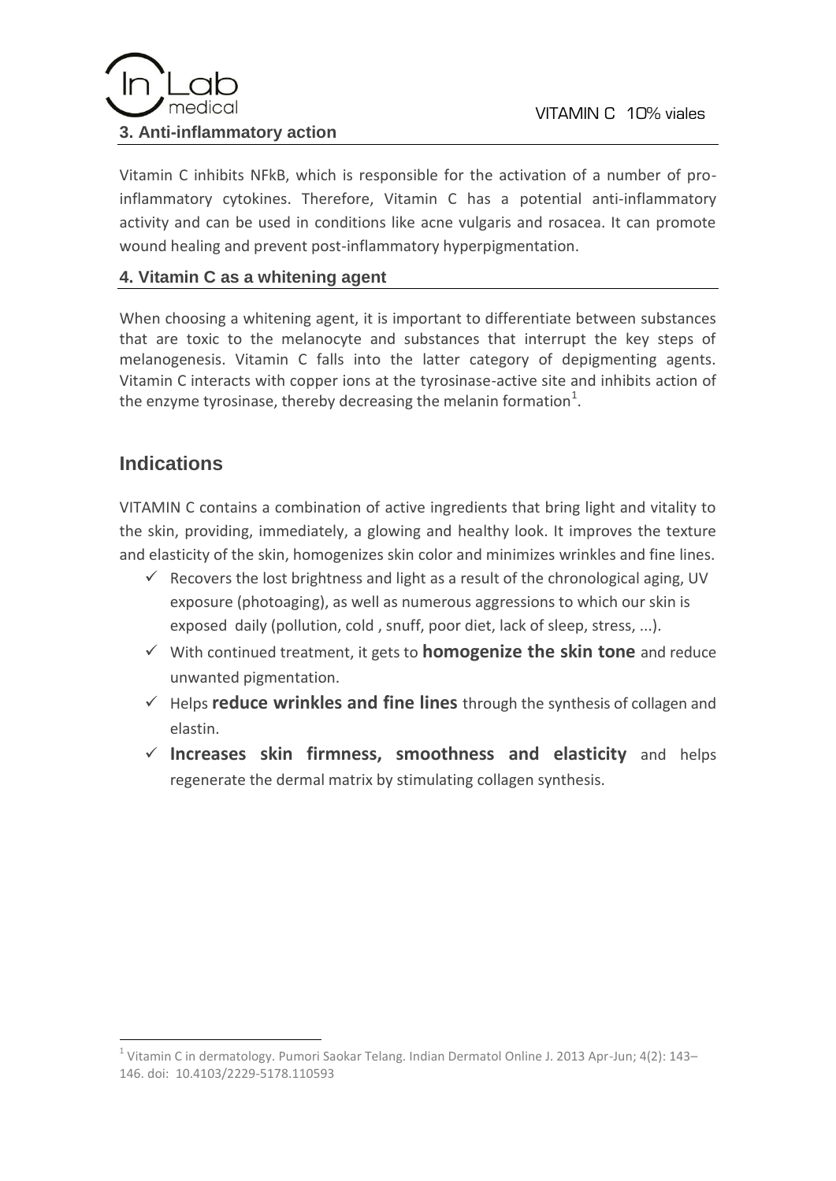### 3. Anti-inflammatory action

Vitamin C inhibits NFkB, which is responsible for the activation of a number of pro-inflammatory cytokines. Therefore, Vitamin C has a potential anti-inflammatory activity and can be used in conditions like acne vulgaris and rosacea. It can promote wound healing and prevent post-inflammatory hyperpigmentation.

### 4. Vitamin C as a whitening agent

When choosing a whitening agent, it is important to differentiate between substances that are toxic to the melanocyte and substances that interrupt the key steps of melanogenesis. Vitamin C falls into the latter category of depigmenting agents. Vitamin C interacts with copper ions at the tyrosinase-active site and inhibits action of the enzyme tyrosinase, thereby decreasing the melanin formation[1].

## Indications

VITAMIN C contains a combination of active ingredients that bring light and vitality to the skin, providing, immediately, a glowing and healthy look. It improves the texture and elasticity of the skin, homogenizes skin color and minimizes wrinkles and fine lines.

- ✓ Recovers the lost brightness and light as a result of the chronological aging, UV exposure (photoaging), as well as numerous aggressions to which our skin is exposed daily (pollution, cold , snuff, poor diet, lack of sleep, stress, ...).
- ✓ With continued treatment, it gets to **homogenize the skin tone** and reduce unwanted pigmentation.
- ✓ Helps **reduce wrinkles and fine lines** through the synthesis of collagen and elastin.
- ✓ **Increases skin firmness, smoothness and elasticity** and helps regenerate the dermal matrix by stimulating collagen synthesis.

---

[1] Vitamin C in dermatology. Pumori Saokar Telang. Indian Dermatol Online J. 2013 Apr-Jun; 4(2): 143–146. doi: 10.4103/2229-5178.110593